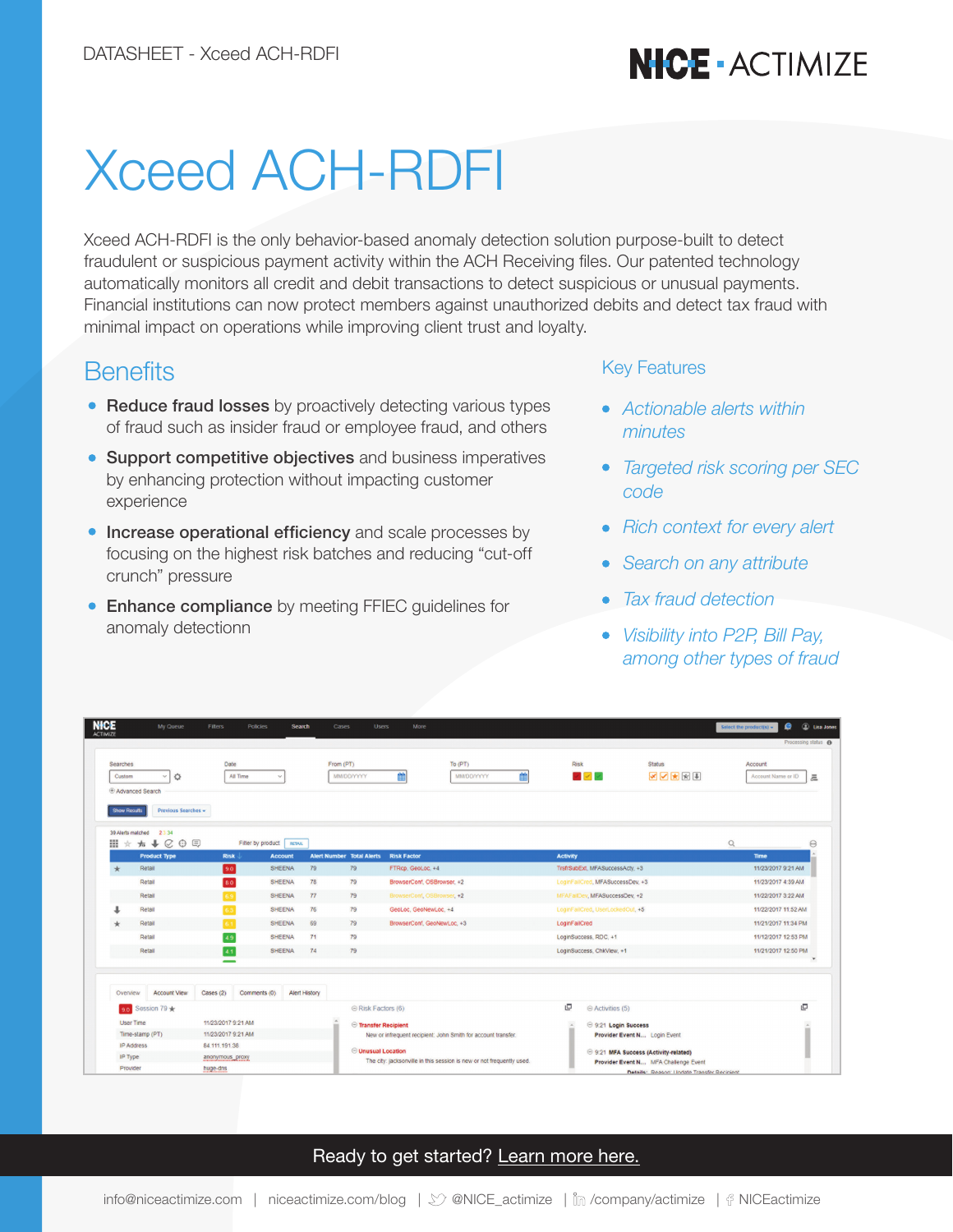DATASHEET - Xceed ACH-RDFI

NICE · ACTIMIZE

# Xceed ACH-RDFI

Xceed ACH-RDFI is the only behavior-based anomaly detection solution purpose-built to detect fraudulent or suspicious payment activity within the ACH Receiving files. Our patented technology automatically monitors all credit and debit transactions to detect suspicious or unusual payments. Financial institutions can now protect members against unauthorized debits and detect tax fraud with minimal impact on operations while improving client trust and loyalty.

## Benefits

- **Reduce fraud losses** by proactively detecting various types of fraud such as insider fraud or employee fraud, and others
- **Support competitive objectives** and business imperatives by enhancing protection without impacting customer experience
- **Increase operational efficiency** and scale processes by focusing on the highest risk batches and reducing "cut-off crunch" pressure
- **Enhance compliance** by meeting FFIEC guidelines for anomaly detectionn

## Key Features

- *Actionable alerts within minutes*
- *Targeted risk scoring per SEC code*
- *Rich context for every alert*
- *Search on any attribute*
- *Tax fraud detection*
- *Visibility into P2P, Bill Pay, among other types of fraud*

Ready to get started? Learn more here.

info@niceactimize.com | niceactimize.com/blog | @NICE_actimize | /company/actimize | NICEactimize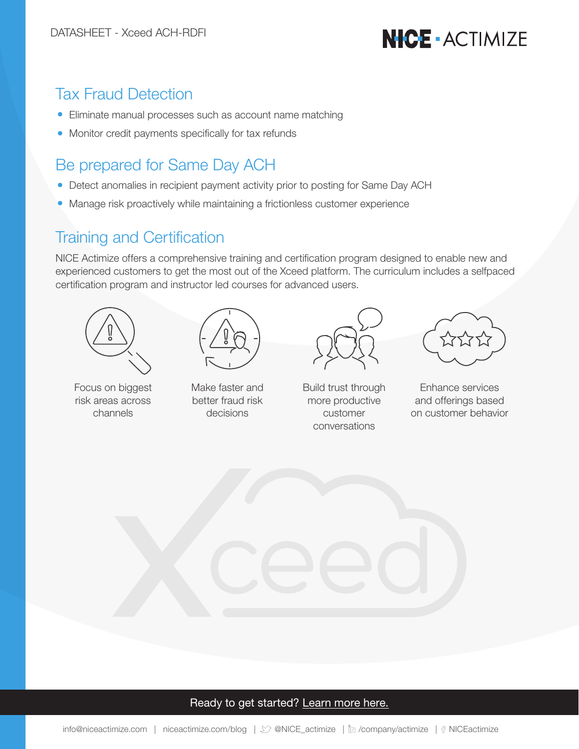## Tax Fraud Detection

- Eliminate manual processes such as account name matching
- Monitor credit payments specifically for tax refunds

## Be prepared for Same Day ACH

- Detect anomalies in recipient payment activity prior to posting for Same Day ACH
- Manage risk proactively while maintaining a frictionless customer experience

## Training and Certification

NICE Actimize offers a comprehensive training and certification program designed to enable new and experienced customers to get the most out of the Xceed platform. The curriculum includes a selfpaced certification program and instructor led courses for advanced users.

Focus on biggest risk areas across channels

Make faster and better fraud risk decisions

Build trust through more productive customer conversations

Enhance services and offerings based on customer behavior

Ready to get started? Learn more here.

info@niceactimize.com | niceactimize.com/blog | @NICE_actimize | /company/actimize | NICEactimize